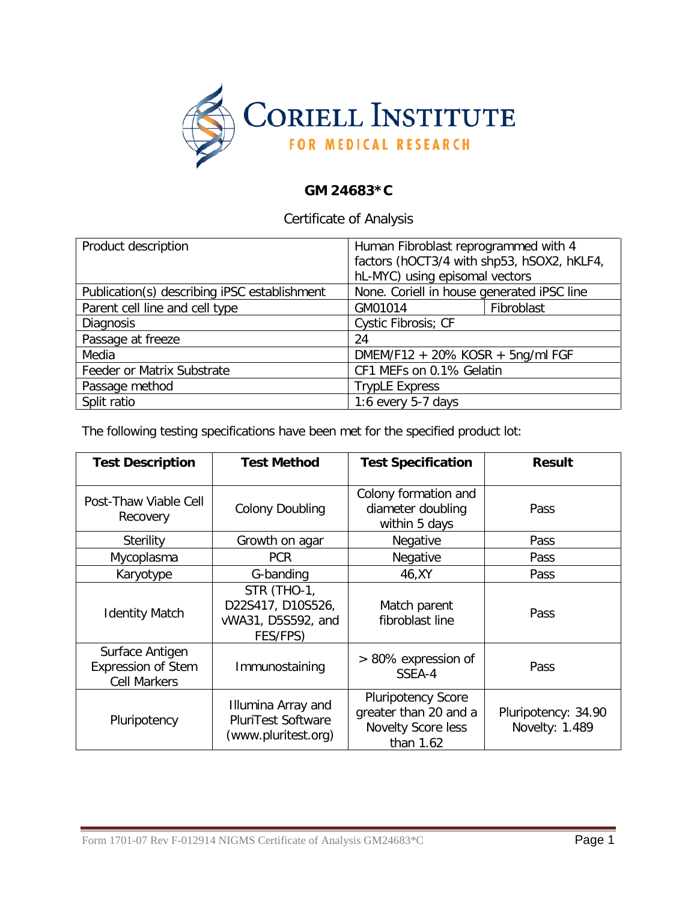CORIELL INSTITUTE FOR MEDICAL RESEARCH

# GM 24683*C

## Certificate of Analysis

| | | |
|---|---|---|
| Product description | Human Fibroblast reprogrammed with 4 factors (hOCT3/4 with shp53, hSOX2, hKLF4, hL-MYC) using episomal vectors | |
| Publication(s) describing iPSC establishment | None. Coriell in house generated iPSC line | |
| Parent cell line and cell type | GM01014 | Fibroblast |
| Diagnosis | Cystic Fibrosis; CF | |
| Passage at freeze | 24 | |
| Media | DMEM/F12 + 20% KOSR + 5ng/ml FGF | |
| Feeder or Matrix Substrate | CF1 MEFs on 0.1% Gelatin | |
| Passage method | TrypLE Express | |
| Split ratio | 1:6 every 5-7 days | |

The following testing specifications have been met for the specified product lot:

| Test Description | Test Method | Test Specification | Result |
|---|---|---|---|
| Post-Thaw Viable Cell Recovery | Colony Doubling | Colony formation and diameter doubling within 5 days | Pass |
| Sterility | Growth on agar | Negative | Pass |
| Mycoplasma | PCR | Negative | Pass |
| Karyotype | G-banding | 46,XY | Pass |
| Identity Match | STR (THO-1, D22S417, D10S526, vWA31, D5S592, and FES/FPS) | Match parent fibroblast line | Pass |
| Surface Antigen Expression of Stem Cell Markers | Immunostaining | > 80% expression of SSEA-4 | Pass |
| Pluripotency | Illumina Array and PluriTest Software (www.pluritest.org) | Pluripotency Score greater than 20 and a Novelty Score less than 1.62 | Pluripotency: 34.90 Novelty: 1.489 |

Form 1701-07 Rev F-012914 NIGMS Certificate of Analysis GM24683*C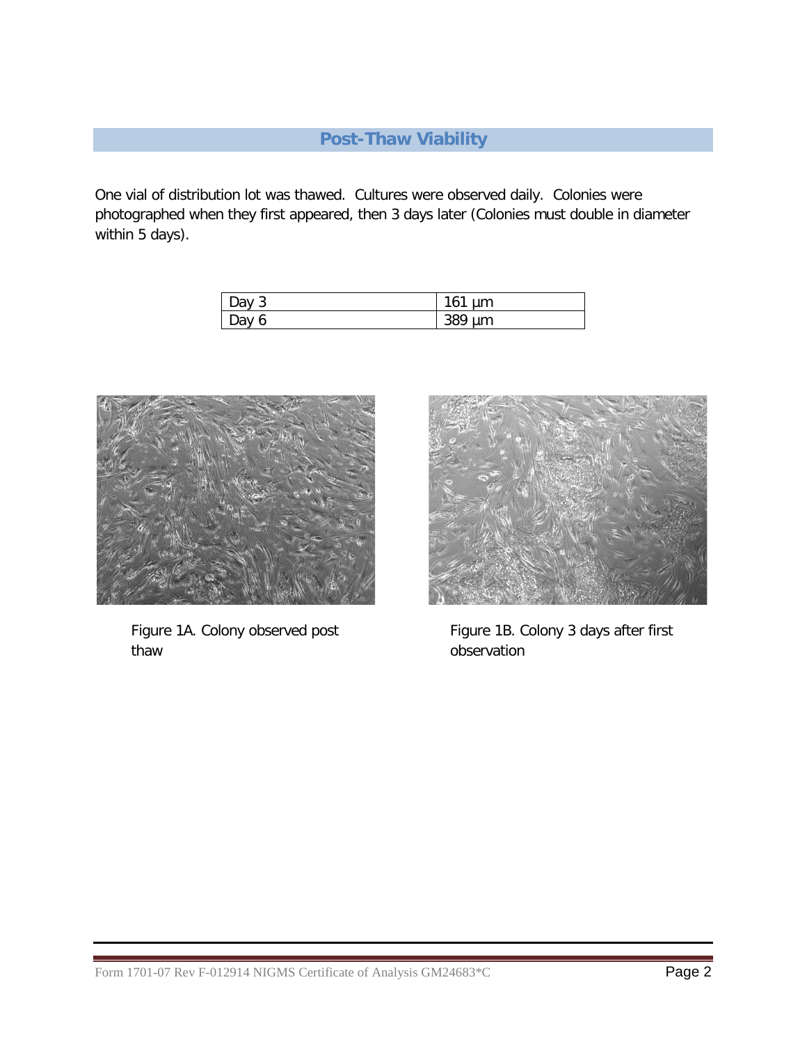## Post-Thaw Viability

One vial of distribution lot was thawed. Cultures were observed daily. Colonies were photographed when they first appeared, then 3 days later (Colonies must double in diameter within 5 days).

| Day 3 | 161 µm |
|---|---|
| Day 6 | 389 µm |

Figure 1A. Colony observed post thaw

Figure 1B. Colony 3 days after first observation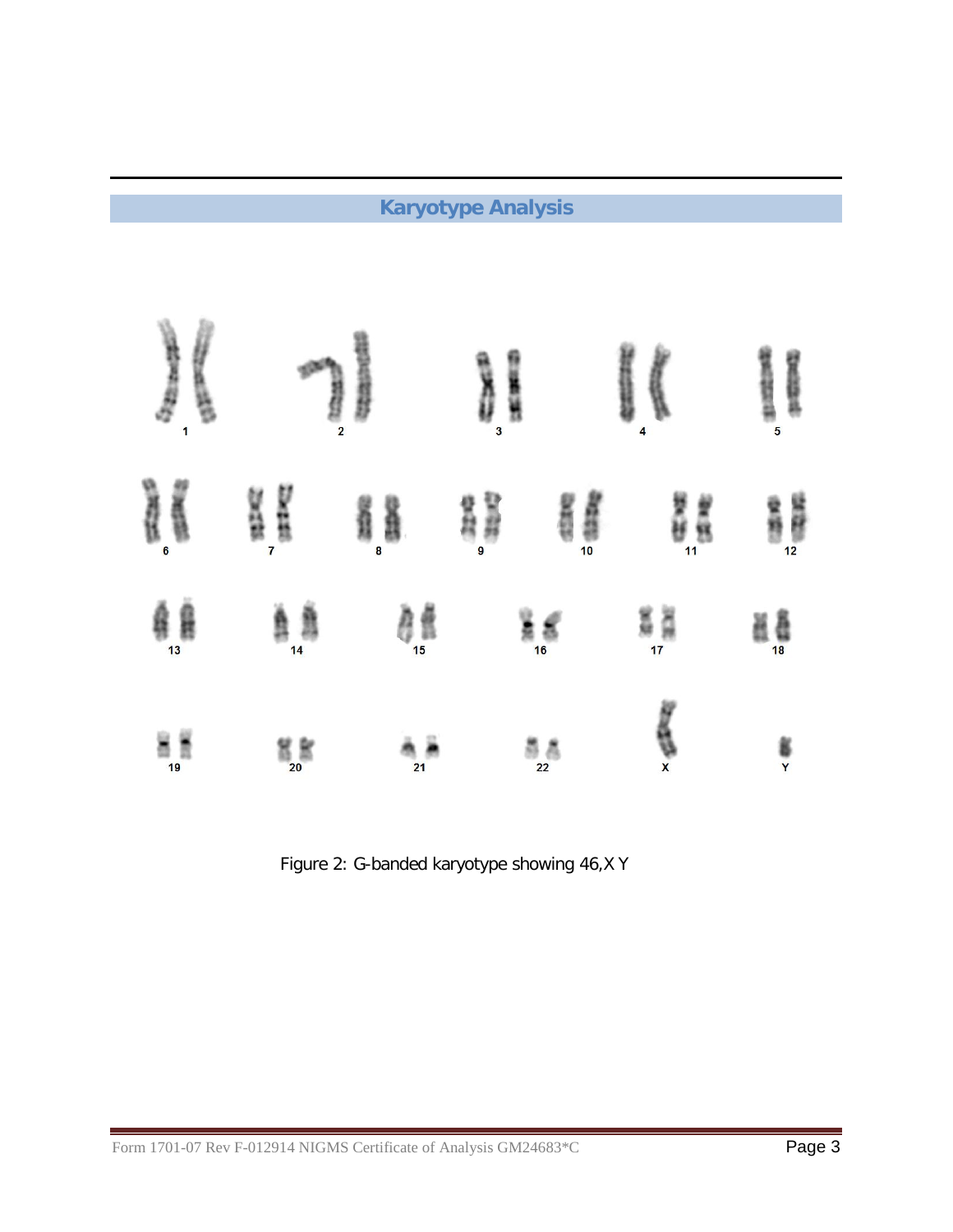## Karyotype Analysis

Figure 2: G-banded karyotype showing 46,X Y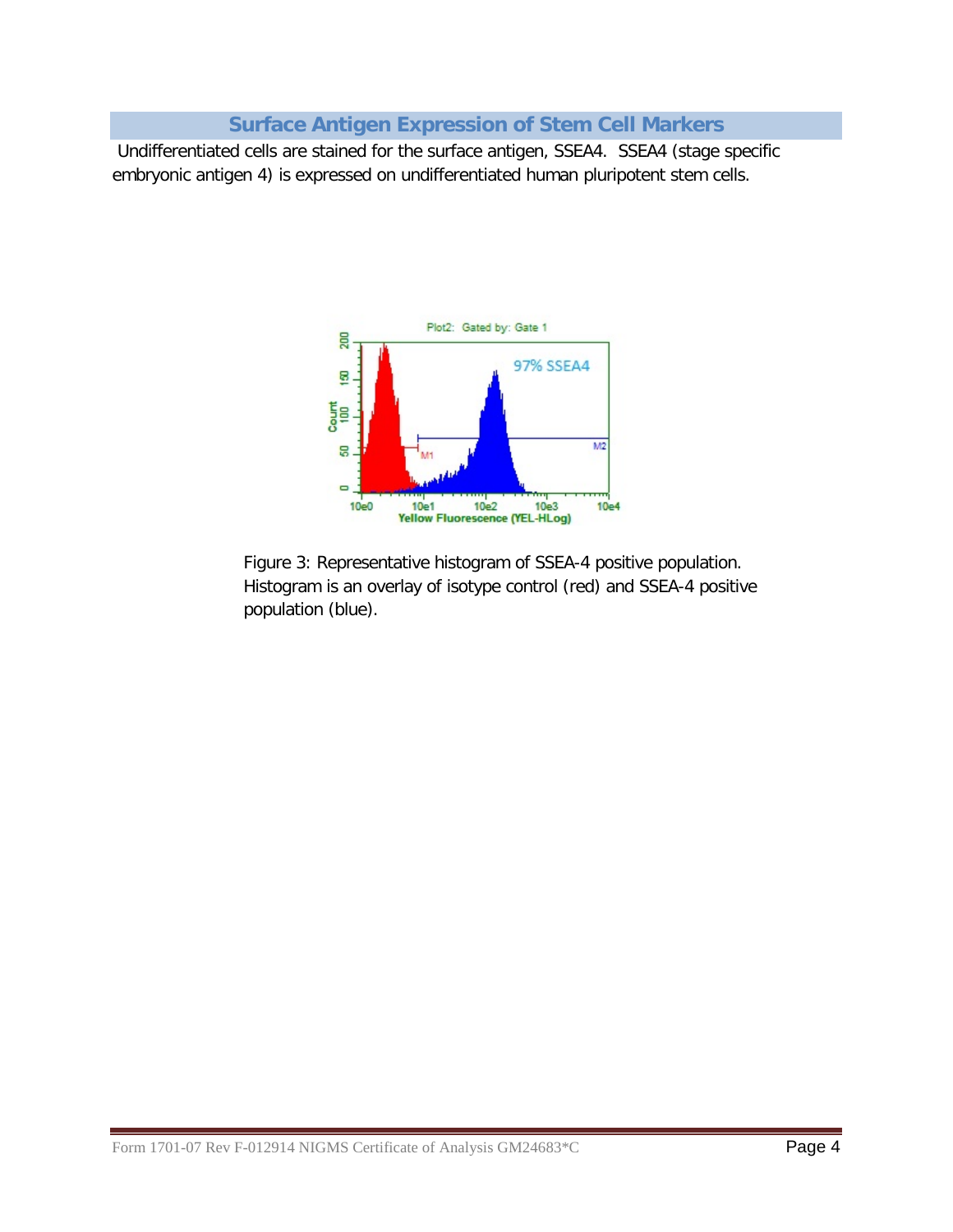## Surface Antigen Expression of Stem Cell Markers

Undifferentiated cells are stained for the surface antigen, SSEA4. SSEA4 (stage specific embryonic antigen 4) is expressed on undifferentiated human pluripotent stem cells.

Figure 3: Representative histogram of SSEA-4 positive population. Histogram is an overlay of isotype control (red) and SSEA-4 positive population (blue).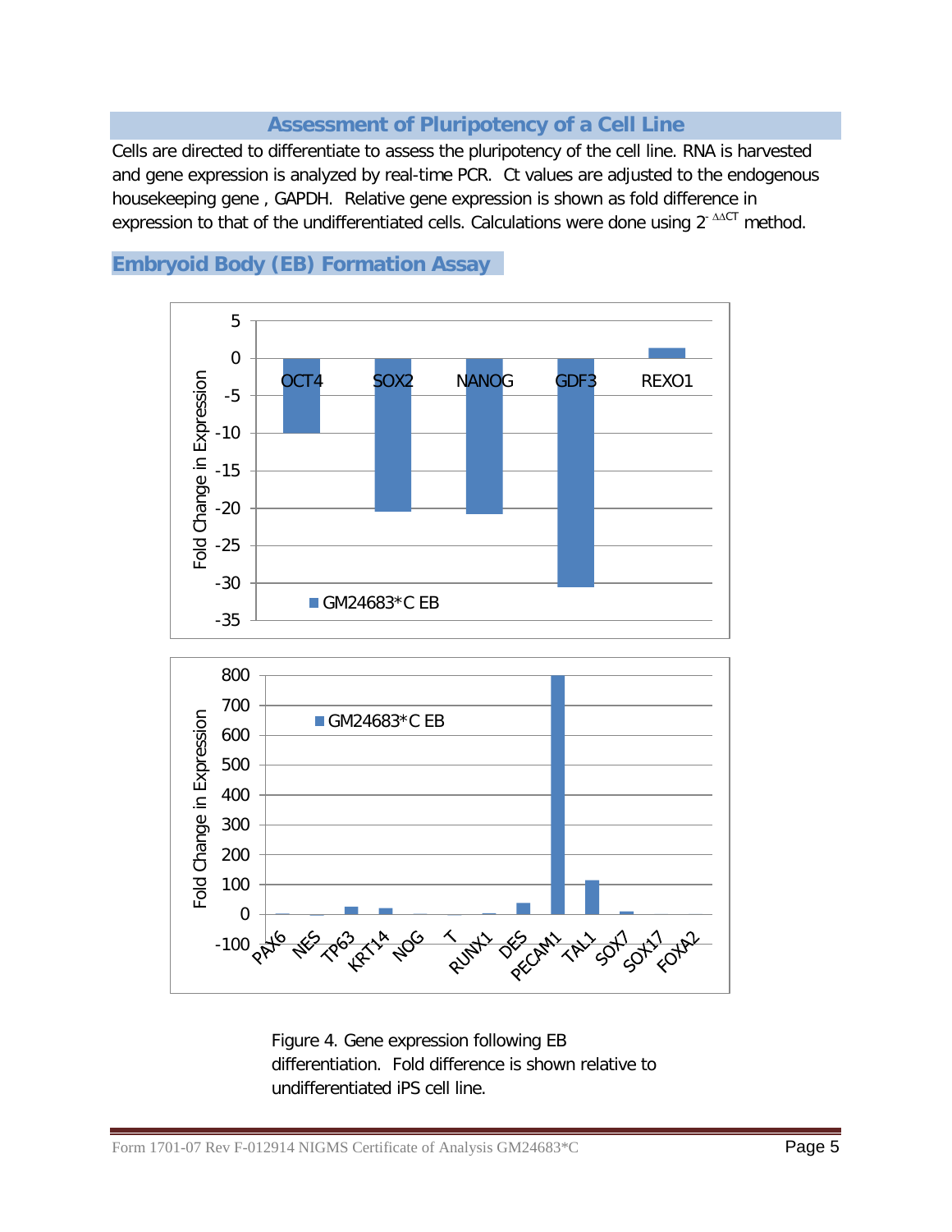## Assessment of Pluripotency of a Cell Line

Cells are directed to differentiate to assess the pluripotency of the cell line. RNA is harvested and gene expression is analyzed by real-time PCR. Ct values are adjusted to the endogenous housekeeping gene , GAPDH. Relative gene expression is shown as fold difference in expression to that of the undifferentiated cells. Calculations were done using $2^{-\Delta\Delta CT}$ method.

### Embryoid Body (EB) Formation Assay

Figure 4. Gene expression following EB differentiation. Fold difference is shown relative to undifferentiated iPS cell line.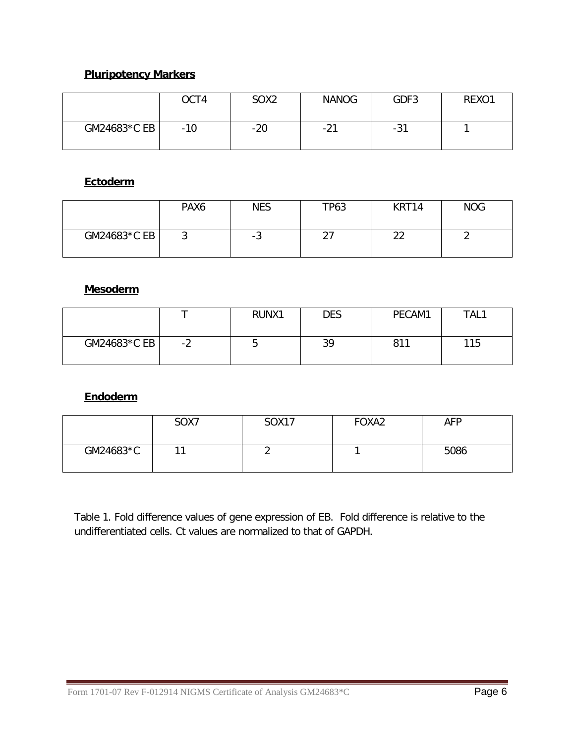**Pluripotency Markers**

| | OCT4 | SOX2 | NANOG | GDF3 | REXO1 |
|---|---|---|---|---|---|
| GM24683*C EB | -10 | -20 | -21 | -31 | 1 |

**Ectoderm**

| | PAX6 | NES | TP63 | KRT14 | NOG |
|---|---|---|---|---|---|
| GM24683*C EB | 3 | -3 | 27 | 22 | 2 |

**Mesoderm**

| | T | RUNX1 | DES | PECAM1 | TAL1 |
|---|---|---|---|---|---|
| GM24683*C EB | -2 | 5 | 39 | 811 | 115 |

**Endoderm**

| | SOX7 | SOX17 | FOXA2 | AFP |
|---|---|---|---|---|
| GM24683*C | 11 | 2 | 1 | 5086 |

Table 1. Fold difference values of gene expression of EB. Fold difference is relative to the undifferentiated cells. Ct values are normalized to that of GAPDH.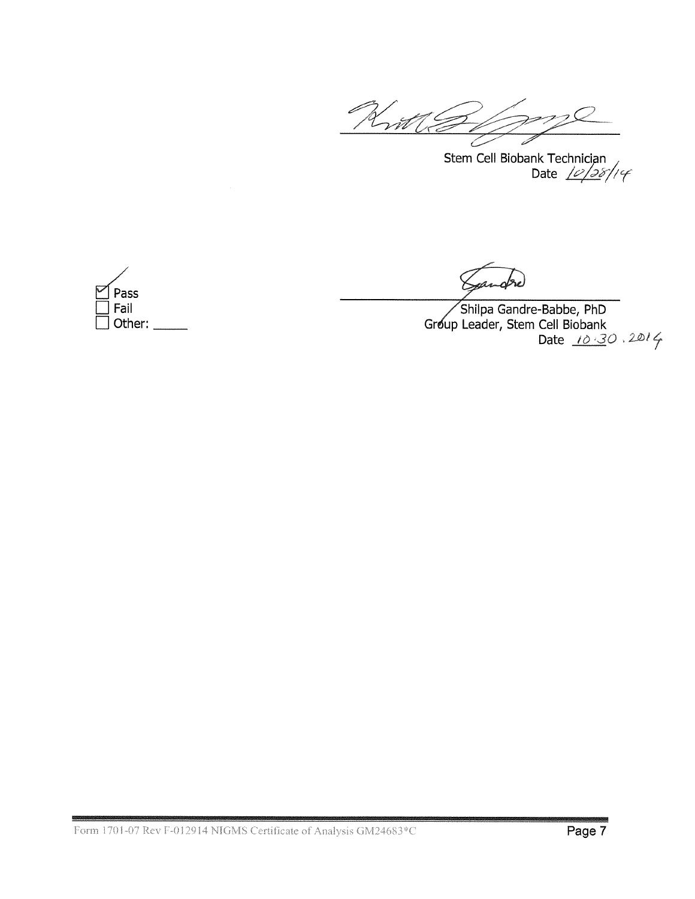Stem Cell Biobank Technician
Date 10/28/14

- [x] Pass
- [ ] Fail
- [ ] Other: _____

Shilpa Gandre-Babbe, PhD
Group Leader, Stem Cell Biobank
Date 10.30.2014

Form 1701-07 Rev F-012914 NIGMS Certificate of Analysis GM24683*C